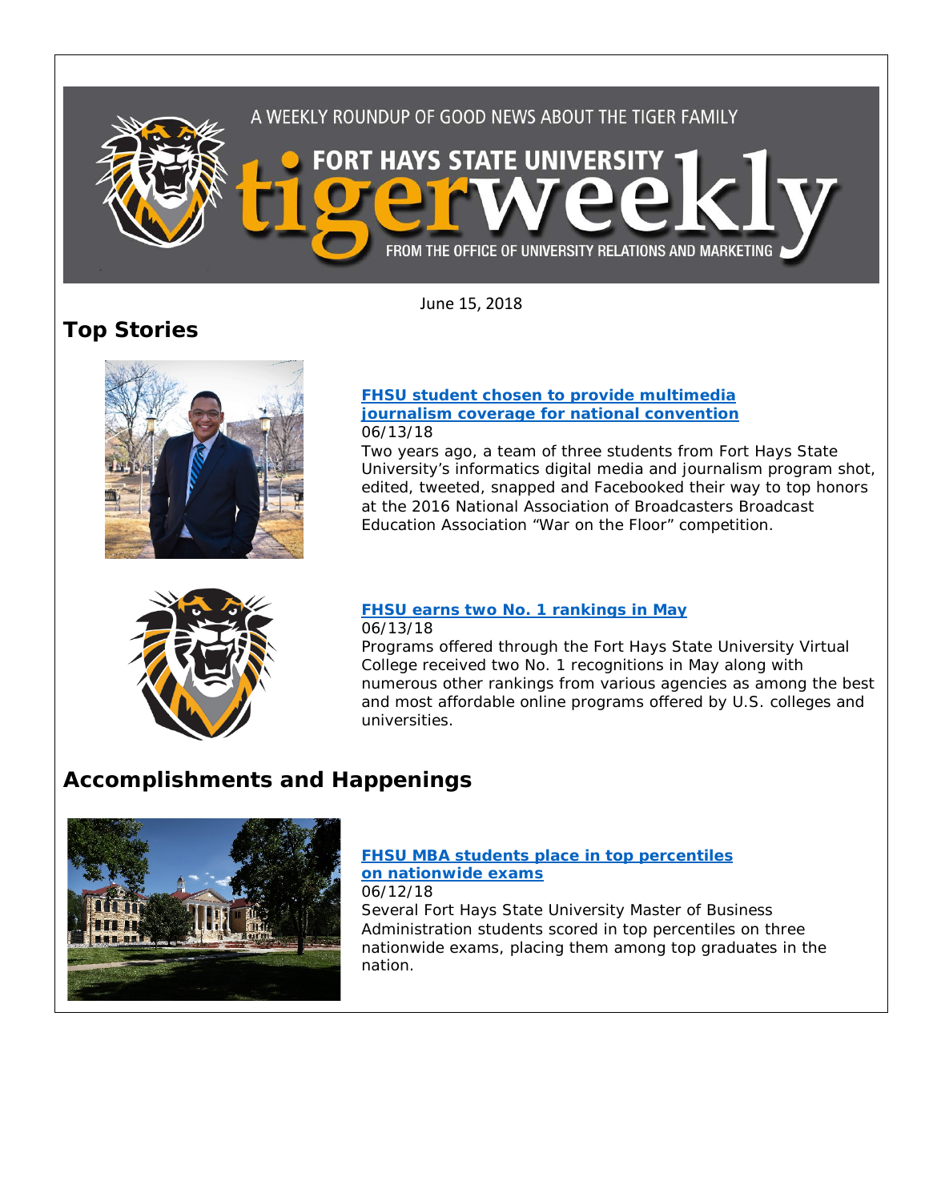A WEEKLY ROUNDUP OF GOOD NEWS ABOUT THE TIGER FAMILY

# FORT HAYS STATE UNIVERSITY tigerweekly

FROM THE OFFICE OF UNIVERSITY RELATIONS AND MARKETING

June 15, 2018

## Top Stories

### FHSU student chosen to provide multimedia journalism coverage for national convention

06/13/18

Two years ago, a team of three students from Fort Hays State University's informatics digital media and journalism program shot, edited, tweeted, snapped and Facebooked their way to top honors at the 2016 National Association of Broadcasters Broadcast Education Association "War on the Floor" competition.

### FHSU earns two No. 1 rankings in May

06/13/18

Programs offered through the Fort Hays State University Virtual College received two No. 1 recognitions in May along with numerous other rankings from various agencies as among the best and most affordable online programs offered by U.S. colleges and universities.

## Accomplishments and Happenings

### FHSU MBA students place in top percentiles on nationwide exams

06/12/18

Several Fort Hays State University Master of Business Administration students scored in top percentiles on three nationwide exams, placing them among top graduates in the nation.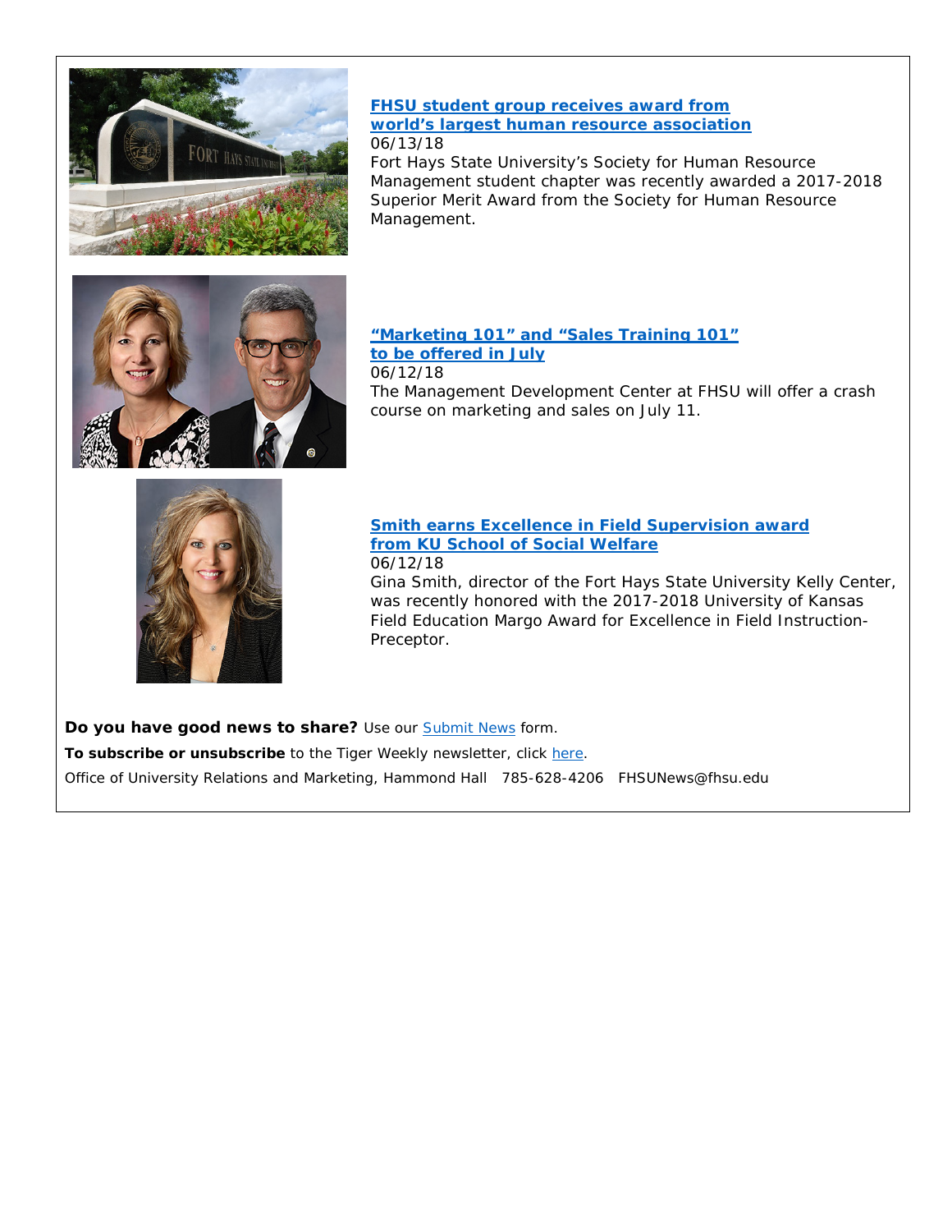**[FHSU student group receives award from world's largest human resource association](#)**
06/13/18
Fort Hays State University's Society for Human Resource Management student chapter was recently awarded a 2017-2018 Superior Merit Award from the Society for Human Resource Management.

**["Marketing 101" and "Sales Training 101" to be offered in July](#)**
06/12/18
The Management Development Center at FHSU will offer a crash course on marketing and sales on July 11.

**[Smith earns Excellence in Field Supervision award from KU School of Social Welfare](#)**
06/12/18
Gina Smith, director of the Fort Hays State University Kelly Center, was recently honored with the 2017-2018 University of Kansas Field Education Margo Award for Excellence in Field Instruction-Preceptor.

**Do you have good news to share?** Use our Submit News form.

**To subscribe or unsubscribe** to the Tiger Weekly newsletter, click here.

Office of University Relations and Marketing, Hammond Hall 785-628-4206 FHSUNews@fhsu.edu